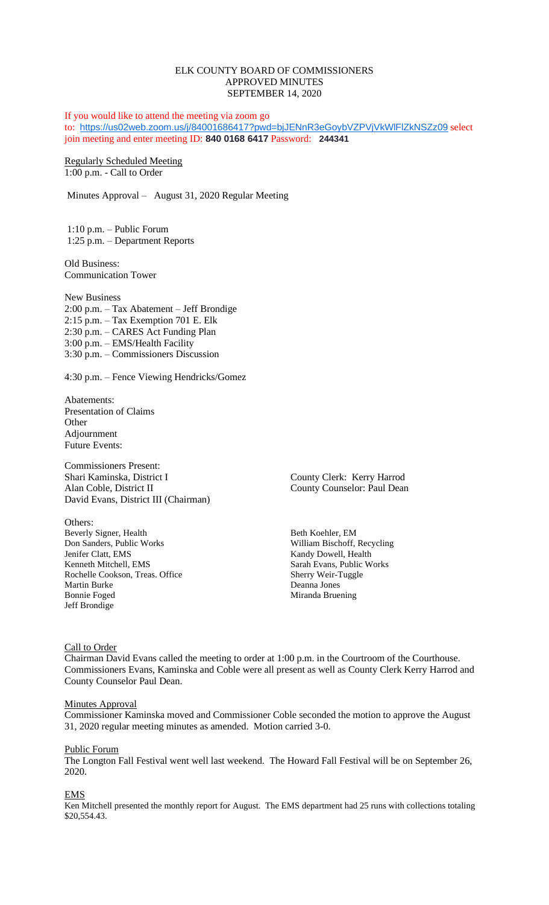# ELK COUNTY BOARD OF COMMISSIONERS
## APPROVED MINUTES
## SEPTEMBER 14, 2020

If you would like to attend the meeting via zoom go to: https://us02web.zoom.us/j/84001686417?pwd=bjJENnR3eGoybVZPVjVkWlFlZkNSZz09 select join meeting and enter meeting ID: **840 0168 6417** Password: **244341**

Regularly Scheduled Meeting
1:00 p.m. - Call to Order

Minutes Approval – August 31, 2020 Regular Meeting

1:10 p.m. – Public Forum
1:25 p.m. – Department Reports

Old Business:
Communication Tower

New Business
2:00 p.m. – Tax Abatement – Jeff Brondige
2:15 p.m. – Tax Exemption 701 E. Elk
2:30 p.m. – CARES Act Funding Plan
3:00 p.m. – EMS/Health Facility
3:30 p.m. – Commissioners Discussion

4:30 p.m. – Fence Viewing Hendricks/Gomez

Abatements:
Presentation of Claims
Other
Adjournment
Future Events:

Commissioners Present:
Shari Kaminska, District I
Alan Coble, District II
David Evans, District III (Chairman)

County Clerk: Kerry Harrod
County Counselor: Paul Dean

Others:
Beverly Signer, Health
Don Sanders, Public Works
Jenifer Clatt, EMS
Kenneth Mitchell, EMS
Rochelle Cookson, Treas. Office
Martin Burke
Bonnie Foged
Jeff Brondige
Beth Koehler, EM
William Bischoff, Recycling
Kandy Dowell, Health
Sarah Evans, Public Works
Sherry Weir-Tuggle
Deanna Jones
Miranda Bruening

Call to Order
Chairman David Evans called the meeting to order at 1:00 p.m. in the Courtroom of the Courthouse. Commissioners Evans, Kaminska and Coble were all present as well as County Clerk Kerry Harrod and County Counselor Paul Dean.

Minutes Approval
Commissioner Kaminska moved and Commissioner Coble seconded the motion to approve the August 31, 2020 regular meeting minutes as amended. Motion carried 3-0.

Public Forum
The Longton Fall Festival went well last weekend. The Howard Fall Festival will be on September 26, 2020.

EMS
Ken Mitchell presented the monthly report for August. The EMS department had 25 runs with collections totaling $20,554.43.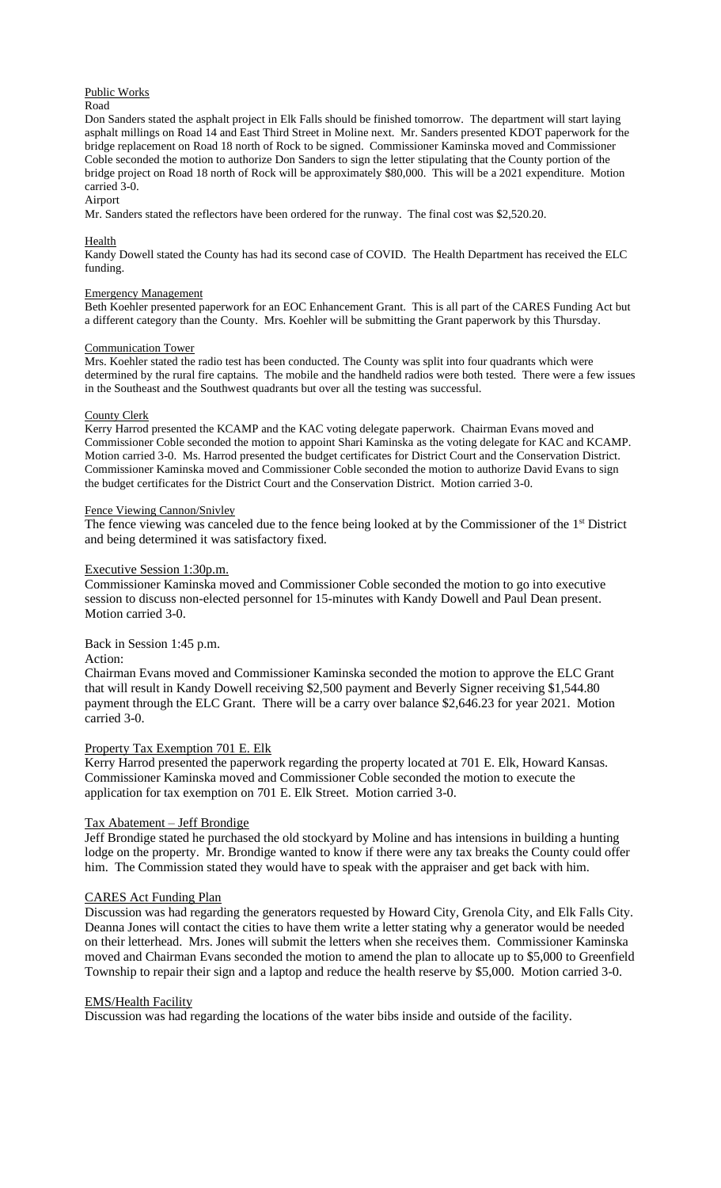## Public Works

### Road

Don Sanders stated the asphalt project in Elk Falls should be finished tomorrow. The department will start laying asphalt millings on Road 14 and East Third Street in Moline next. Mr. Sanders presented KDOT paperwork for the bridge replacement on Road 18 north of Rock to be signed. Commissioner Kaminska moved and Commissioner Coble seconded the motion to authorize Don Sanders to sign the letter stipulating that the County portion of the bridge project on Road 18 north of Rock will be approximately $80,000. This will be a 2021 expenditure. Motion carried 3-0.

### Airport

Mr. Sanders stated the reflectors have been ordered for the runway. The final cost was $2,520.20.

## Health

Kandy Dowell stated the County has had its second case of COVID. The Health Department has received the ELC funding.

## Emergency Management

Beth Koehler presented paperwork for an EOC Enhancement Grant. This is all part of the CARES Funding Act but a different category than the County. Mrs. Koehler will be submitting the Grant paperwork by this Thursday.

## Communication Tower

Mrs. Koehler stated the radio test has been conducted. The County was split into four quadrants which were determined by the rural fire captains. The mobile and the handheld radios were both tested. There were a few issues in the Southeast and the Southwest quadrants but over all the testing was successful.

## County Clerk

Kerry Harrod presented the KCAMP and the KAC voting delegate paperwork. Chairman Evans moved and Commissioner Coble seconded the motion to appoint Shari Kaminska as the voting delegate for KAC and KCAMP. Motion carried 3-0. Ms. Harrod presented the budget certificates for District Court and the Conservation District. Commissioner Kaminska moved and Commissioner Coble seconded the motion to authorize David Evans to sign the budget certificates for the District Court and the Conservation District. Motion carried 3-0.

## Fence Viewing Cannon/Snivley

The fence viewing was canceled due to the fence being looked at by the Commissioner of the 1st District and being determined it was satisfactory fixed.

## Executive Session 1:30p.m.

Commissioner Kaminska moved and Commissioner Coble seconded the motion to go into executive session to discuss non-elected personnel for 15-minutes with Kandy Dowell and Paul Dean present. Motion carried 3-0.

Back in Session 1:45 p.m.

Action:

Chairman Evans moved and Commissioner Kaminska seconded the motion to approve the ELC Grant that will result in Kandy Dowell receiving $2,500 payment and Beverly Signer receiving $1,544.80 payment through the ELC Grant. There will be a carry over balance $2,646.23 for year 2021. Motion carried 3-0.

## Property Tax Exemption 701 E. Elk

Kerry Harrod presented the paperwork regarding the property located at 701 E. Elk, Howard Kansas. Commissioner Kaminska moved and Commissioner Coble seconded the motion to execute the application for tax exemption on 701 E. Elk Street. Motion carried 3-0.

## Tax Abatement – Jeff Brondige

Jeff Brondige stated he purchased the old stockyard by Moline and has intensions in building a hunting lodge on the property. Mr. Brondige wanted to know if there were any tax breaks the County could offer him. The Commission stated they would have to speak with the appraiser and get back with him.

## CARES Act Funding Plan

Discussion was had regarding the generators requested by Howard City, Grenola City, and Elk Falls City. Deanna Jones will contact the cities to have them write a letter stating why a generator would be needed on their letterhead. Mrs. Jones will submit the letters when she receives them. Commissioner Kaminska moved and Chairman Evans seconded the motion to amend the plan to allocate up to $5,000 to Greenfield Township to repair their sign and a laptop and reduce the health reserve by $5,000. Motion carried 3-0.

## EMS/Health Facility

Discussion was had regarding the locations of the water bibs inside and outside of the facility.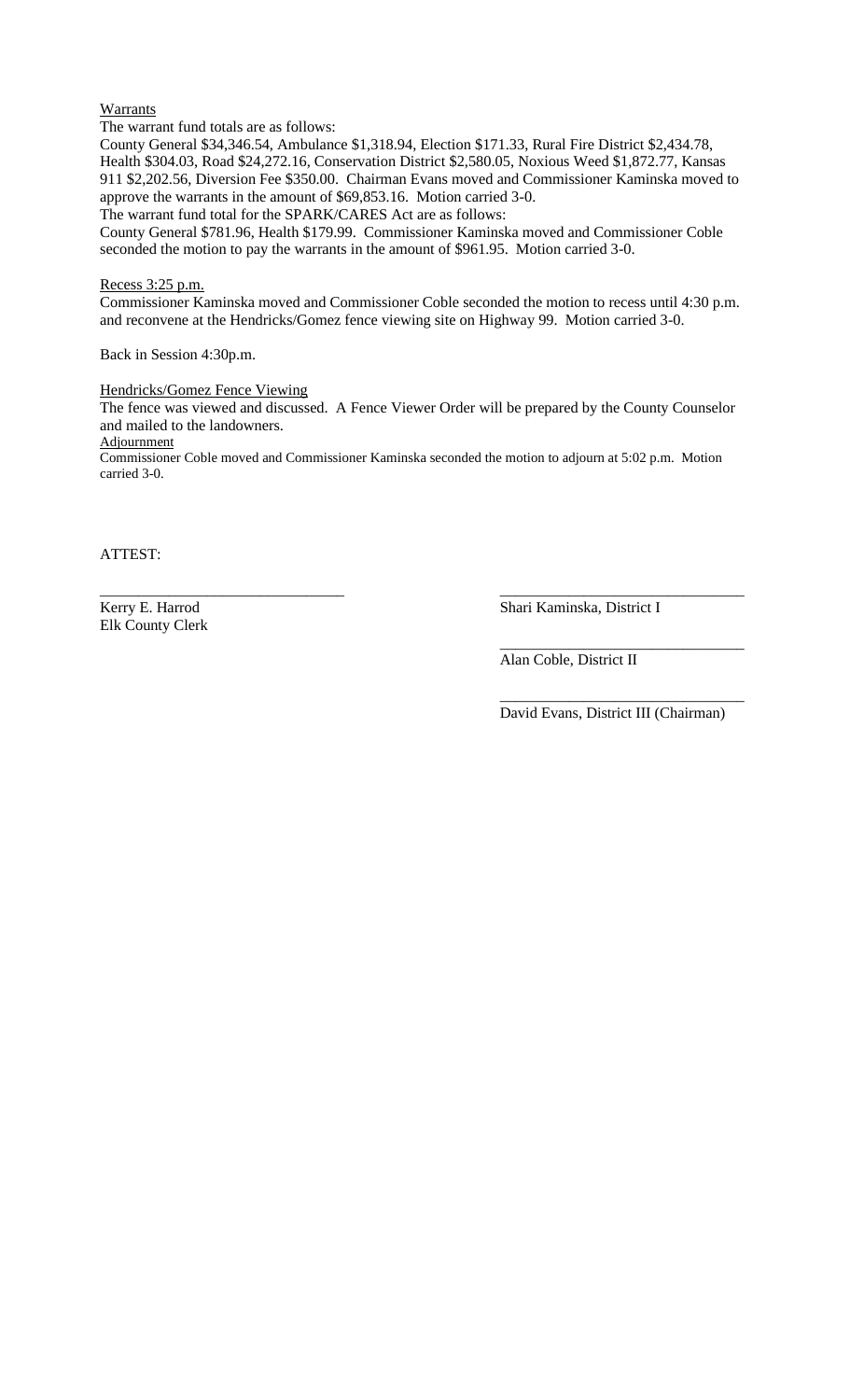Warrants

The warrant fund totals are as follows:

County General $34,346.54, Ambulance $1,318.94, Election $171.33, Rural Fire District $2,434.78, Health $304.03, Road $24,272.16, Conservation District $2,580.05, Noxious Weed $1,872.77, Kansas 911 $2,202.56, Diversion Fee $350.00. Chairman Evans moved and Commissioner Kaminska moved to approve the warrants in the amount of $69,853.16. Motion carried 3-0.

The warrant fund total for the SPARK/CARES Act are as follows:

County General $781.96, Health $179.99. Commissioner Kaminska moved and Commissioner Coble seconded the motion to pay the warrants in the amount of $961.95. Motion carried 3-0.

Recess 3:25 p.m.

Commissioner Kaminska moved and Commissioner Coble seconded the motion to recess until 4:30 p.m. and reconvene at the Hendricks/Gomez fence viewing site on Highway 99. Motion carried 3-0.

Back in Session 4:30p.m.

Hendricks/Gomez Fence Viewing

The fence was viewed and discussed. A Fence Viewer Order will be prepared by the County Counselor and mailed to the landowners.

Adjournment

Commissioner Coble moved and Commissioner Kaminska seconded the motion to adjourn at 5:02 p.m. Motion carried 3-0.

ATTEST:

_______________________________
Kerry E. Harrod
Elk County Clerk

_______________________________
Shari Kaminska, District I

_______________________________
Alan Coble, District II

_______________________________
David Evans, District III (Chairman)